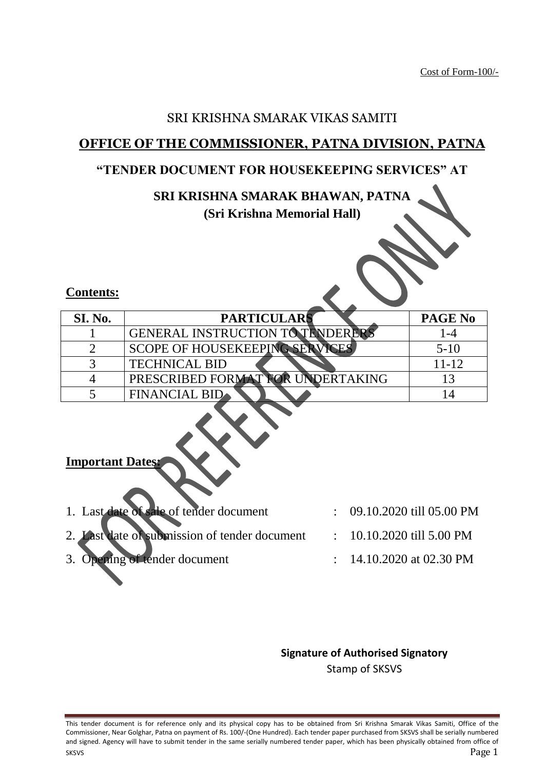Cost of Form-100/-

SRI KRISHNA SMARAK VIKAS SAMITI

## OFFICE OF THE COMMISSIONER, PATNA DIVISION, PATNA

## "TENDER DOCUMENT FOR HOUSEKEEPING SERVICES" AT

## SRI KRISHNA SMARAK BHAWAN, PATNA

**(Sri Krishna Memorial Hall)**

**Contents:**

| SI. No. | PARTICULARS | PAGE No |
|---|---|---|
| 1 | GENERAL INSTRUCTION TO TENDERERS | 1-4 |
| 2 | SCOPE OF HOUSEKEEPING SERVICES | 5-10 |
| 3 | TECHNICAL BID | 11-12 |
| 4 | PRESCRIBED FORMAT FOR UNDERTAKING | 13 |
| 5 | FINANCIAL BID | 14 |

**Important Dates:**

1. Last date of sale of tender document : 09.10.2020 till 05.00 PM
2. Last date of submission of tender document : 10.10.2020 till 5.00 PM
3. Opening of tender document : 14.10.2020 at 02.30 PM

**Signature of Authorised Signatory**

Stamp of SKSVS

This tender document is for reference only and its physical copy has to be obtained from Sri Krishna Smarak Vikas Samiti, Office of the Commissioner, Near Golghar, Patna on payment of Rs. 100/-(One Hundred). Each tender paper purchased from SKSVS shall be serially numbered and signed. Agency will have to submit tender in the same serially numbered tender paper, which has been physically obtained from office of SKSVS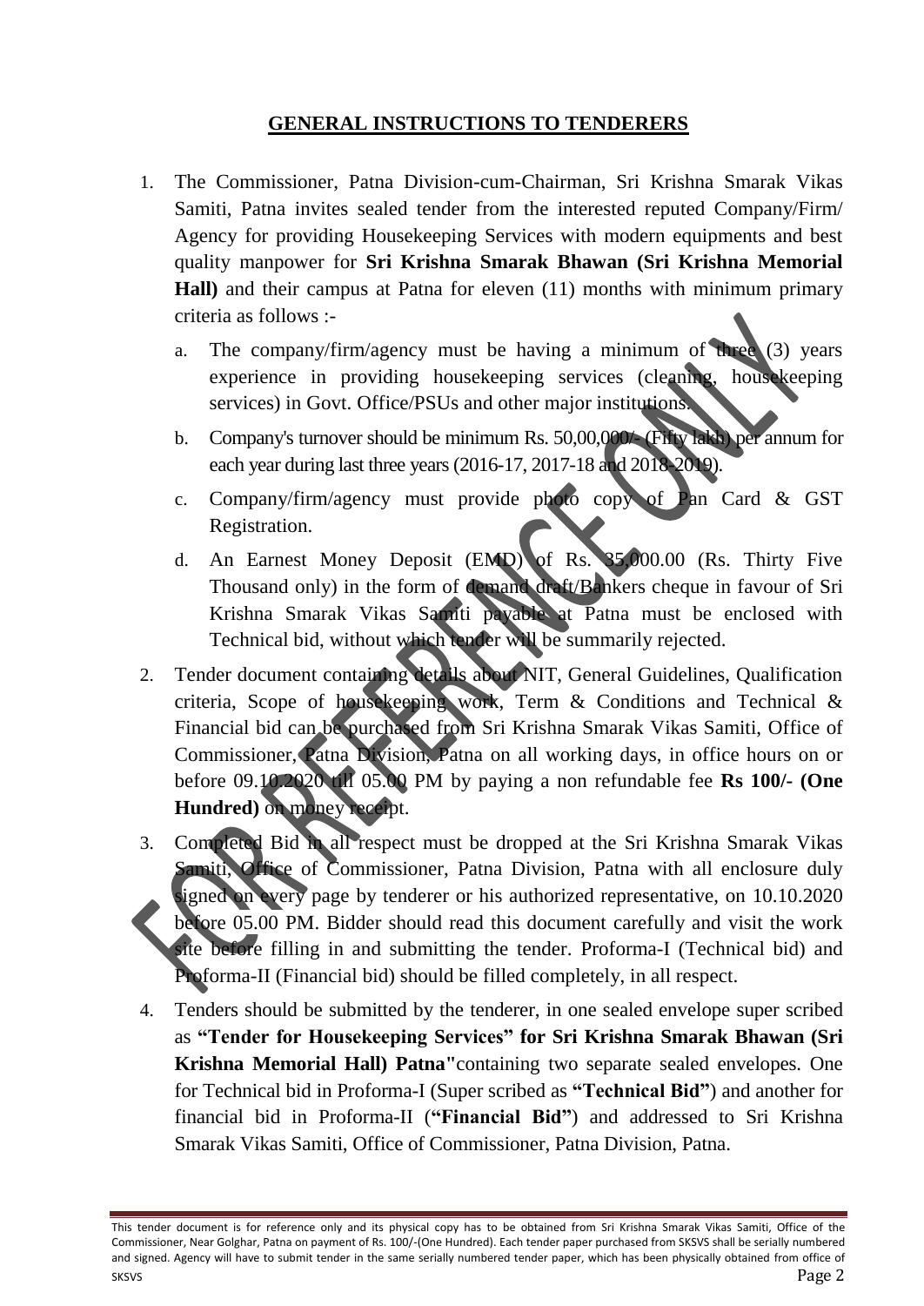## GENERAL INSTRUCTIONS TO TENDERERS

1. The Commissioner, Patna Division-cum-Chairman, Sri Krishna Smarak Vikas Samiti, Patna invites sealed tender from the interested reputed Company/Firm/ Agency for providing Housekeeping Services with modern equipments and best quality manpower for **Sri Krishna Smarak Bhawan (Sri Krishna Memorial Hall)** and their campus at Patna for eleven (11) months with minimum primary criteria as follows :-
   a. The company/firm/agency must be having a minimum of three (3) years experience in providing housekeeping services (cleaning, housekeeping services) in Govt. Office/PSUs and other major institutions.
   b. Company's turnover should be minimum Rs. 50,00,000/- (Fifty lakh) per annum for each year during last three years (2016-17, 2017-18 and 2018-2019).
   c. Company/firm/agency must provide photo copy of Pan Card & GST Registration.
   d. An Earnest Money Deposit (EMD) of Rs. 35,000.00 (Rs. Thirty Five Thousand only) in the form of demand draft/Bankers cheque in favour of Sri Krishna Smarak Vikas Samiti payable at Patna must be enclosed with Technical bid, without which tender will be summarily rejected.
2. Tender document containing details about NIT, General Guidelines, Qualification criteria, Scope of housekeeping work, Term & Conditions and Technical & Financial bid can be purchased from Sri Krishna Smarak Vikas Samiti, Office of Commissioner, Patna Division, Patna on all working days, in office hours on or before 09.10.2020 till 05.00 PM by paying a non refundable fee **Rs 100/- (One Hundred)** on money receipt.
3. Completed Bid in all respect must be dropped at the Sri Krishna Smarak Vikas Samiti, Office of Commissioner, Patna Division, Patna with all enclosure duly signed on every page by tenderer or his authorized representative, on 10.10.2020 before 05.00 PM. Bidder should read this document carefully and visit the work site before filling in and submitting the tender. Proforma-I (Technical bid) and Proforma-II (Financial bid) should be filled completely, in all respect.
4. Tenders should be submitted by the tenderer, in one sealed envelope super scribed as **"Tender for Housekeeping Services" for Sri Krishna Smarak Bhawan (Sri Krishna Memorial Hall) Patna"**containing two separate sealed envelopes. One for Technical bid in Proforma-I (Super scribed as **"Technical Bid"**) and another for financial bid in Proforma-II (**"Financial Bid"**) and addressed to Sri Krishna Smarak Vikas Samiti, Office of Commissioner, Patna Division, Patna.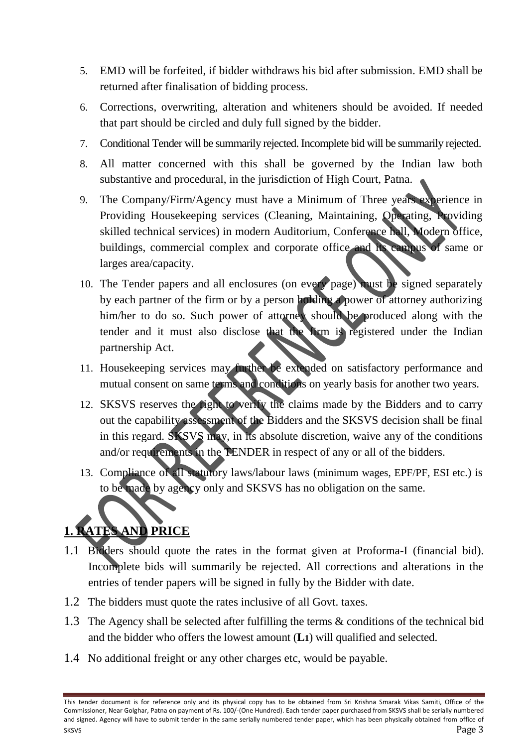5. EMD will be forfeited, if bidder withdraws his bid after submission. EMD shall be returned after finalisation of bidding process.
6. Corrections, overwriting, alteration and whiteners should be avoided. If needed that part should be circled and duly full signed by the bidder.
7. Conditional Tender will be summarily rejected. Incomplete bid will be summarily rejected.
8. All matter concerned with this shall be governed by the Indian law both substantive and procedural, in the jurisdiction of High Court, Patna.
9. The Company/Firm/Agency must have a Minimum of Three years experience in Providing Housekeeping services (Cleaning, Maintaining, Operating, Providing skilled technical services) in modern Auditorium, Conference hall, Modern office, buildings, commercial complex and corporate office and its campus of same or larges area/capacity.
10. The Tender papers and all enclosures (on every page) must be signed separately by each partner of the firm or by a person holding a power of attorney authorizing him/her to do so. Such power of attorney should be produced along with the tender and it must also disclose that the firm is registered under the Indian partnership Act.
11. Housekeeping services may further be extended on satisfactory performance and mutual consent on same terms and conditions on yearly basis for another two years.
12. SKSVS reserves the right to verify the claims made by the Bidders and to carry out the capability assessment of the Bidders and the SKSVS decision shall be final in this regard. SKSVS may, in its absolute discretion, waive any of the conditions and/or requirements in the TENDER in respect of any or all of the bidders.
13. Compliance of all statutory laws/labour laws (minimum wages, EPF/PF, ESI etc.) is to be made by agency only and SKSVS has no obligation on the same.

## 1. RATES AND PRICE

1.1 Bidders should quote the rates in the format given at Proforma-I (financial bid). Incomplete bids will summarily be rejected. All corrections and alterations in the entries of tender papers will be signed in fully by the Bidder with date.

1.2 The bidders must quote the rates inclusive of all Govt. taxes.

1.3 The Agency shall be selected after fulfilling the terms & conditions of the technical bid and the bidder who offers the lowest amount (**L1**) will qualified and selected.

1.4 No additional freight or any other charges etc, would be payable.

This tender document is for reference only and its physical copy has to be obtained from Sri Krishna Smarak Vikas Samiti, Office of the Commissioner, Near Golghar, Patna on payment of Rs. 100/-(One Hundred). Each tender paper purchased from SKSVS shall be serially numbered and signed. Agency will have to submit tender in the same serially numbered tender paper, which has been physically obtained from office of SKSVS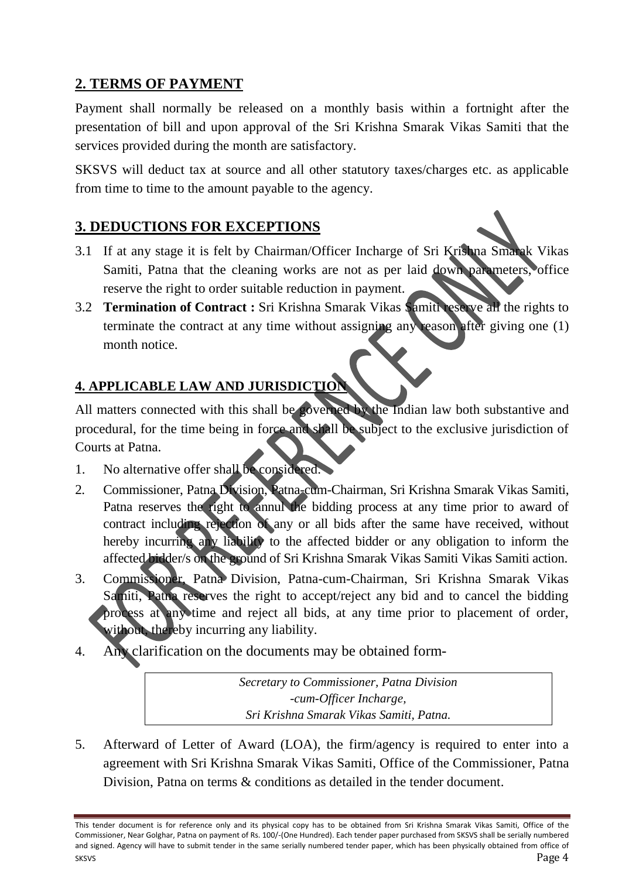## 2. TERMS OF PAYMENT

Payment shall normally be released on a monthly basis within a fortnight after the presentation of bill and upon approval of the Sri Krishna Smarak Vikas Samiti that the services provided during the month are satisfactory.

SKSVS will deduct tax at source and all other statutory taxes/charges etc. as applicable from time to time to the amount payable to the agency.

## 3. DEDUCTIONS FOR EXCEPTIONS

3.1 If at any stage it is felt by Chairman/Officer Incharge of Sri Krishna Smarak Vikas Samiti, Patna that the cleaning works are not as per laid down parameters, office reserve the right to order suitable reduction in payment.

3.2 **Termination of Contract :** Sri Krishna Smarak Vikas Samiti reserve all the rights to terminate the contract at any time without assigning any reason after giving one (1) month notice.

## 4. APPLICABLE LAW AND JURISDICTION

All matters connected with this shall be governed by the Indian law both substantive and procedural, for the time being in force and shall be subject to the exclusive jurisdiction of Courts at Patna.

1. No alternative offer shall be considered.
2. Commissioner, Patna Division, Patna-cum-Chairman, Sri Krishna Smarak Vikas Samiti, Patna reserves the right to annul the bidding process at any time prior to award of contract including rejection of any or all bids after the same have received, without hereby incurring any liability to the affected bidder or any obligation to inform the affected bidder/s on the ground of Sri Krishna Smarak Vikas Samiti Vikas Samiti action.
3. Commissioner, Patna Division, Patna-cum-Chairman, Sri Krishna Smarak Vikas Samiti, Patna reserves the right to accept/reject any bid and to cancel the bidding process at any time and reject all bids, at any time prior to placement of order, without, thereby incurring any liability.
4. Any clarification on the documents may be obtained form-

   *Secretary to Commissioner, Patna Division*
   *-cum-Officer Incharge,*
   *Sri Krishna Smarak Vikas Samiti, Patna.*

5. Afterward of Letter of Award (LOA), the firm/agency is required to enter into a agreement with Sri Krishna Smarak Vikas Samiti, Office of the Commissioner, Patna Division, Patna on terms & conditions as detailed in the tender document.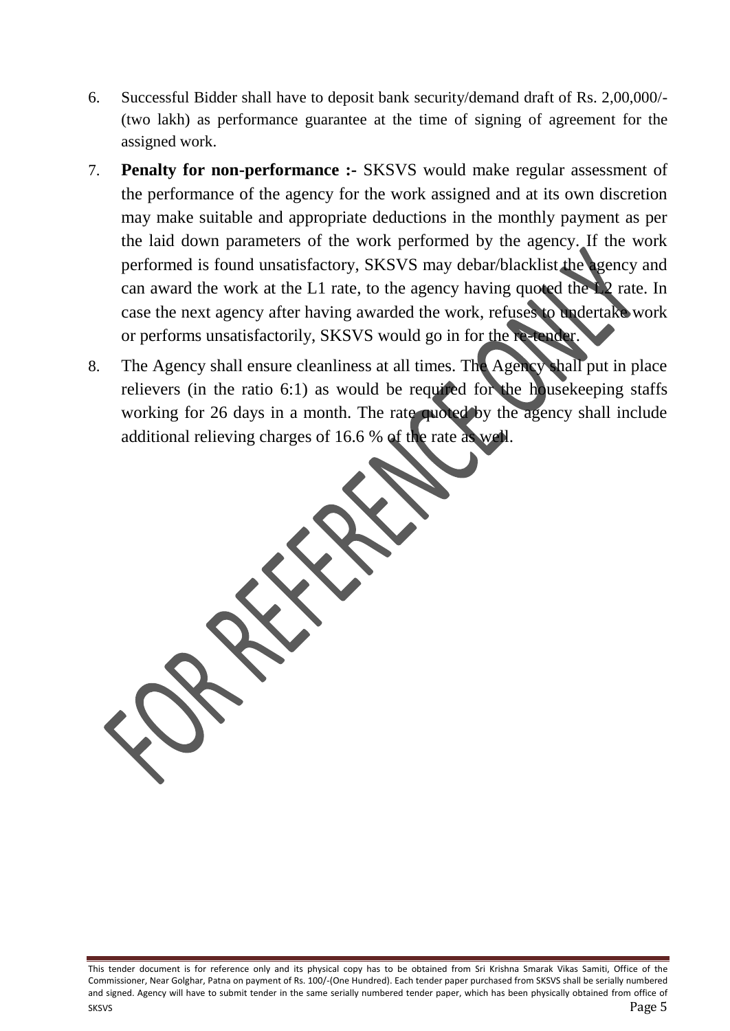6. Successful Bidder shall have to deposit bank security/demand draft of Rs. 2,00,000/- (two lakh) as performance guarantee at the time of signing of agreement for the assigned work.

7. **Penalty for non-performance :-** SKSVS would make regular assessment of the performance of the agency for the work assigned and at its own discretion may make suitable and appropriate deductions in the monthly payment as per the laid down parameters of the work performed by the agency. If the work performed is found unsatisfactory, SKSVS may debar/blacklist the agency and can award the work at the L1 rate, to the agency having quoted the L2 rate. In case the next agency after having awarded the work, refuses to undertake work or performs unsatisfactorily, SKSVS would go in for the re-tender.

8. The Agency shall ensure cleanliness at all times. The Agency shall put in place relievers (in the ratio 6:1) as would be required for the housekeeping staffs working for 26 days in a month. The rate quoted by the agency shall include additional relieving charges of 16.6 % of the rate as well.

This tender document is for reference only and its physical copy has to be obtained from Sri Krishna Smarak Vikas Samiti, Office of the Commissioner, Near Golghar, Patna on payment of Rs. 100/-(One Hundred). Each tender paper purchased from SKSVS shall be serially numbered and signed. Agency will have to submit tender in the same serially numbered tender paper, which has been physically obtained from office of SKSVS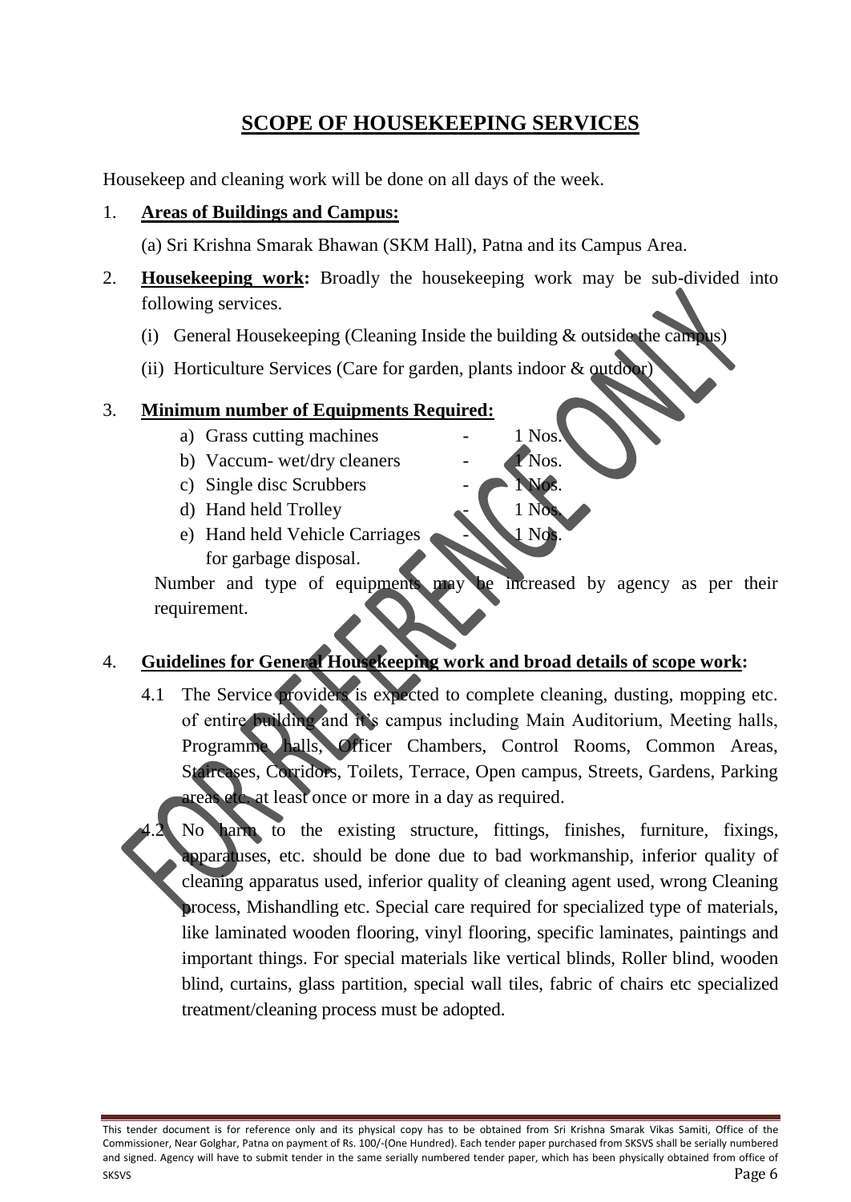# SCOPE OF HOUSEKEEPING SERVICES

Housekeep and cleaning work will be done on all days of the week.

1. **Areas of Buildings and Campus:**

   (a) Sri Krishna Smarak Bhawan (SKM Hall), Patna and its Campus Area.

2. **Housekeeping work:** Broadly the housekeeping work may be sub-divided into following services.

   (i) General Housekeeping (Cleaning Inside the building & outside the campus)

   (ii) Horticulture Services (Care for garden, plants indoor & outdoor)

3. **Minimum number of Equipments Required:**

   a) Grass cutting machines - 1 Nos.
   b) Vaccum- wet/dry cleaners - 1 Nos.
   c) Single disc Scrubbers - 1 Nos.
   d) Hand held Trolley - 1 Nos.
   e) Hand held Vehicle Carriages - 1 Nos. for garbage disposal.

   Number and type of equipments may be increased by agency as per their requirement.

4. **Guidelines for General Housekeeping work and broad details of scope work:**

   4.1 The Service providers is expected to complete cleaning, dusting, mopping etc. of entire building and it's campus including Main Auditorium, Meeting halls, Programme halls, Officer Chambers, Control Rooms, Common Areas, Staircases, Corridors, Toilets, Terrace, Open campus, Streets, Gardens, Parking areas etc. at least once or more in a day as required.

   4.2 No harm to the existing structure, fittings, finishes, furniture, fixings, apparatuses, etc. should be done due to bad workmanship, inferior quality of cleaning apparatus used, inferior quality of cleaning agent used, wrong Cleaning process, Mishandling etc. Special care required for specialized type of materials, like laminated wooden flooring, vinyl flooring, specific laminates, paintings and important things. For special materials like vertical blinds, Roller blind, wooden blind, curtains, glass partition, special wall tiles, fabric of chairs etc specialized treatment/cleaning process must be adopted.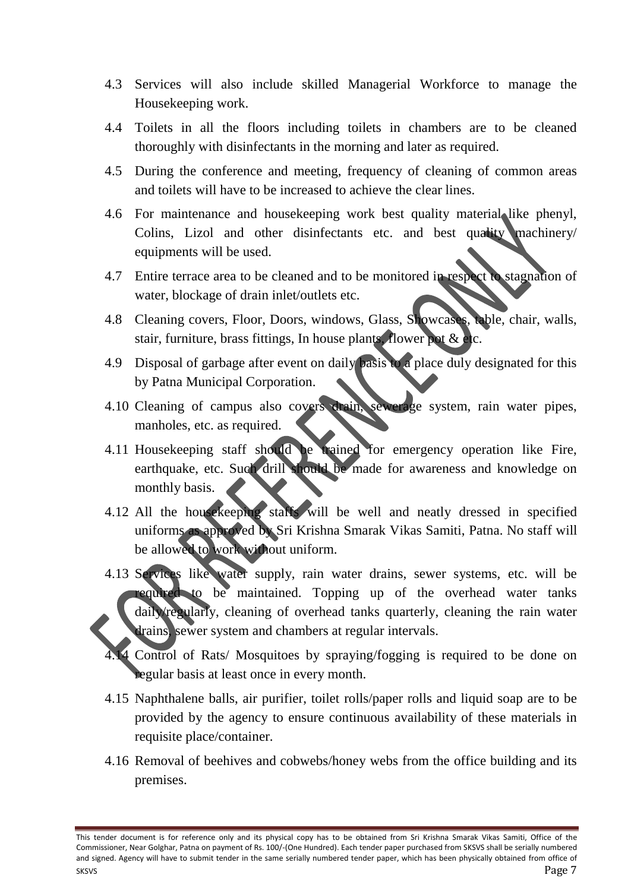4.3 Services will also include skilled Managerial Workforce to manage the Housekeeping work.

4.4 Toilets in all the floors including toilets in chambers are to be cleaned thoroughly with disinfectants in the morning and later as required.

4.5 During the conference and meeting, frequency of cleaning of common areas and toilets will have to be increased to achieve the clear lines.

4.6 For maintenance and housekeeping work best quality material like phenyl, Colins, Lizol and other disinfectants etc. and best quality machinery/ equipments will be used.

4.7 Entire terrace area to be cleaned and to be monitored in respect to stagnation of water, blockage of drain inlet/outlets etc.

4.8 Cleaning covers, Floor, Doors, windows, Glass, Showcases, table, chair, walls, stair, furniture, brass fittings, In house plants, flower pot & etc.

4.9 Disposal of garbage after event on daily basis to a place duly designated for this by Patna Municipal Corporation.

4.10 Cleaning of campus also covers drain, sewerage system, rain water pipes, manholes, etc. as required.

4.11 Housekeeping staff should be trained for emergency operation like Fire, earthquake, etc. Such drill should be made for awareness and knowledge on monthly basis.

4.12 All the housekeeping staffs will be well and neatly dressed in specified uniforms as approved by Sri Krishna Smarak Vikas Samiti, Patna. No staff will be allowed to work without uniform.

4.13 Services like water supply, rain water drains, sewer systems, etc. will be required to be maintained. Topping up of the overhead water tanks daily/regularly, cleaning of overhead tanks quarterly, cleaning the rain water drains, sewer system and chambers at regular intervals.

4.14 Control of Rats/ Mosquitoes by spraying/fogging is required to be done on regular basis at least once in every month.

4.15 Naphthalene balls, air purifier, toilet rolls/paper rolls and liquid soap are to be provided by the agency to ensure continuous availability of these materials in requisite place/container.

4.16 Removal of beehives and cobwebs/honey webs from the office building and its premises.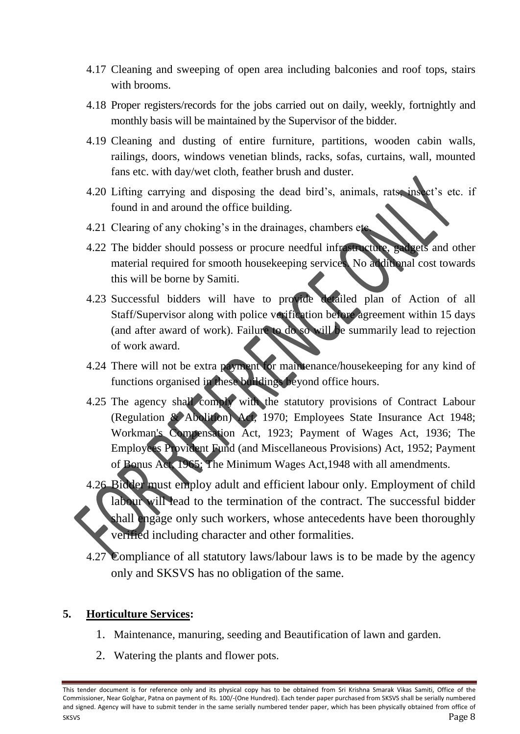4.17 Cleaning and sweeping of open area including balconies and roof tops, stairs with brooms.

4.18 Proper registers/records for the jobs carried out on daily, weekly, fortnightly and monthly basis will be maintained by the Supervisor of the bidder.

4.19 Cleaning and dusting of entire furniture, partitions, wooden cabin walls, railings, doors, windows venetian blinds, racks, sofas, curtains, wall, mounted fans etc. with day/wet cloth, feather brush and duster.

4.20 Lifting carrying and disposing the dead bird's, animals, rats, insect's etc. if found in and around the office building.

4.21 Clearing of any choking's in the drainages, chambers etc.

4.22 The bidder should possess or procure needful infrastructure, gadgets and other material required for smooth housekeeping services. No additional cost towards this will be borne by Samiti.

4.23 Successful bidders will have to provide detailed plan of Action of all Staff/Supervisor along with police verification before agreement within 15 days (and after award of work). Failure to do so will be summarily lead to rejection of work award.

4.24 There will not be extra payment for maintenance/housekeeping for any kind of functions organised in these buildings beyond office hours.

4.25 The agency shall comply with the statutory provisions of Contract Labour (Regulation & Abolition) Act, 1970; Employees State Insurance Act 1948; Workman's Compensation Act, 1923; Payment of Wages Act, 1936; The Employees Provident Fund (and Miscellaneous Provisions) Act, 1952; Payment of Bonus Act, 1965; The Minimum Wages Act,1948 with all amendments.

4.26 Bidder must employ adult and efficient labour only. Employment of child labour will lead to the termination of the contract. The successful bidder shall engage only such workers, whose antecedents have been thoroughly verified including character and other formalities.

4.27 Compliance of all statutory laws/labour laws is to be made by the agency only and SKSVS has no obligation of the same.

## 5. Horticulture Services:

1. Maintenance, manuring, seeding and Beautification of lawn and garden.
2. Watering the plants and flower pots.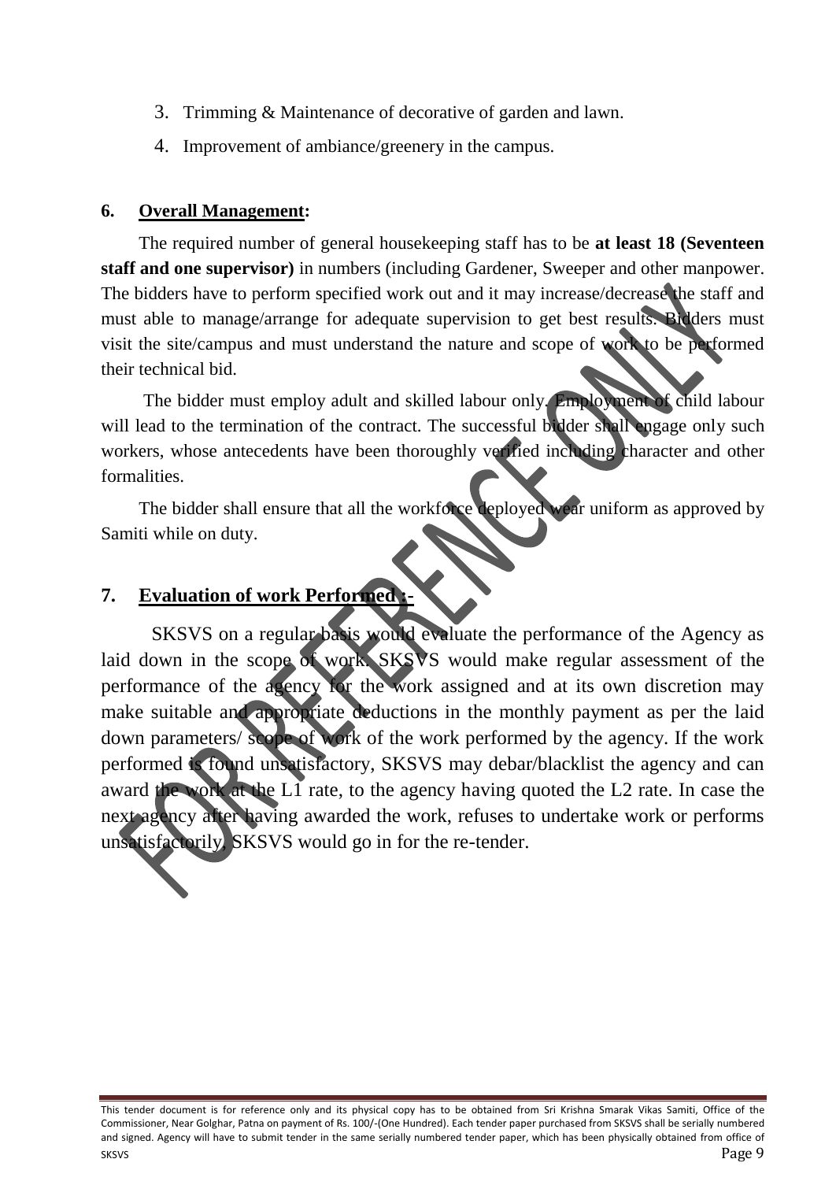3. Trimming & Maintenance of decorative of garden and lawn.
4. Improvement of ambiance/greenery in the campus.

## 6. Overall Management:

The required number of general housekeeping staff has to be **at least 18 (Seventeen staff and one supervisor)** in numbers (including Gardener, Sweeper and other manpower. The bidders have to perform specified work out and it may increase/decrease the staff and must able to manage/arrange for adequate supervision to get best results. Bidders must visit the site/campus and must understand the nature and scope of work to be performed their technical bid.

The bidder must employ adult and skilled labour only. Employment of child labour will lead to the termination of the contract. The successful bidder shall engage only such workers, whose antecedents have been thoroughly verified including character and other formalities.

The bidder shall ensure that all the workforce deployed wear uniform as approved by Samiti while on duty.

## 7. Evaluation of work Performed :-

SKSVS on a regular basis would evaluate the performance of the Agency as laid down in the scope of work. SKSVS would make regular assessment of the performance of the agency for the work assigned and at its own discretion may make suitable and appropriate deductions in the monthly payment as per the laid down parameters/ scope of work of the work performed by the agency. If the work performed is found unsatisfactory, SKSVS may debar/blacklist the agency and can award the work at the L1 rate, to the agency having quoted the L2 rate. In case the next agency after having awarded the work, refuses to undertake work or performs unsatisfactorily, SKSVS would go in for the re-tender.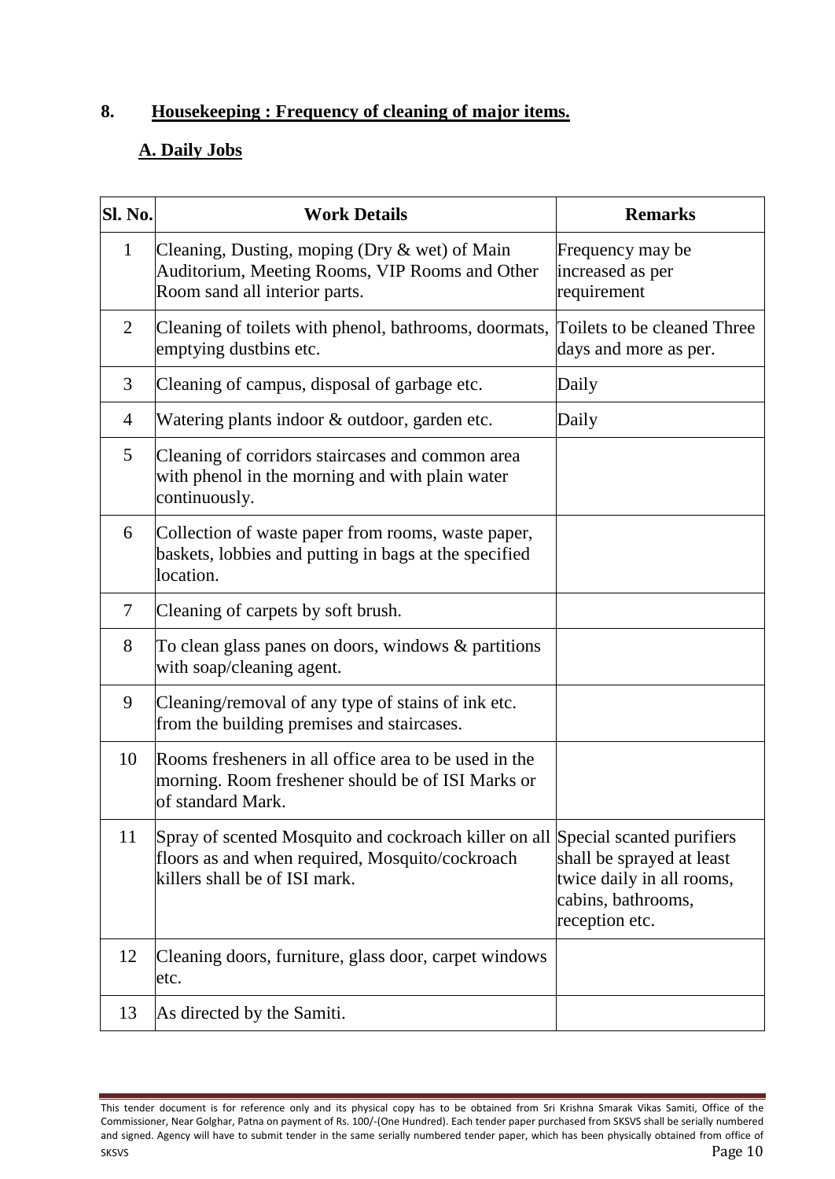## 8. Housekeeping : Frequency of cleaning of major items.

### A. Daily Jobs

| Sl. No. | Work Details | Remarks |
|---|---|---|
| 1 | Cleaning, Dusting, moping (Dry & wet) of Main Auditorium, Meeting Rooms, VIP Rooms and Other Room sand all interior parts. | Frequency may be increased as per requirement |
| 2 | Cleaning of toilets with phenol, bathrooms, doormats, emptying dustbins etc. | Toilets to be cleaned Three days and more as per. |
| 3 | Cleaning of campus, disposal of garbage etc. | Daily |
| 4 | Watering plants indoor & outdoor, garden etc. | Daily |
| 5 | Cleaning of corridors staircases and common area with phenol in the morning and with plain water continuously. | |
| 6 | Collection of waste paper from rooms, waste paper, baskets, lobbies and putting in bags at the specified location. | |
| 7 | Cleaning of carpets by soft brush. | |
| 8 | To clean glass panes on doors, windows & partitions with soap/cleaning agent. | |
| 9 | Cleaning/removal of any type of stains of ink etc. from the building premises and staircases. | |
| 10 | Rooms fresheners in all office area to be used in the morning. Room freshener should be of ISI Marks or of standard Mark. | |
| 11 | Spray of scented Mosquito and cockroach killer on all floors as and when required, Mosquito/cockroach killers shall be of ISI mark. | Special scanted purifiers shall be sprayed at least twice daily in all rooms, cabins, bathrooms, reception etc. |
| 12 | Cleaning doors, furniture, glass door, carpet windows etc. | |
| 13 | As directed by the Samiti. | |

This tender document is for reference only and its physical copy has to be obtained from Sri Krishna Smarak Vikas Samiti, Office of the Commissioner, Near Golghar, Patna on payment of Rs. 100/-(One Hundred). Each tender paper purchased from SKSVS shall be serially numbered and signed. Agency will have to submit tender in the same serially numbered tender paper, which has been physically obtained from office of SKSVS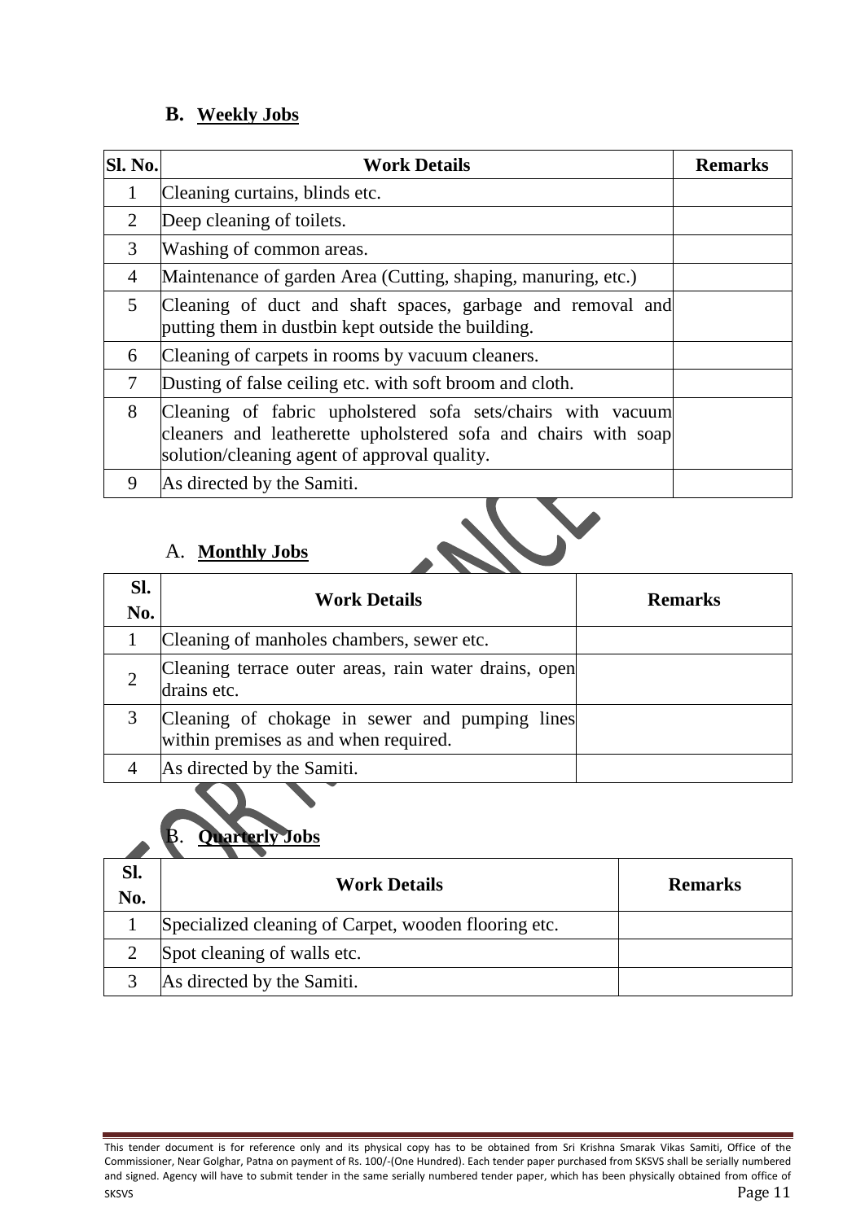### B. Weekly Jobs

| Sl. No. | Work Details | Remarks |
|---|---|---|
| 1 | Cleaning curtains, blinds etc. | |
| 2 | Deep cleaning of toilets. | |
| 3 | Washing of common areas. | |
| 4 | Maintenance of garden Area (Cutting, shaping, manuring, etc.) | |
| 5 | Cleaning of duct and shaft spaces, garbage and removal and putting them in dustbin kept outside the building. | |
| 6 | Cleaning of carpets in rooms by vacuum cleaners. | |
| 7 | Dusting of false ceiling etc. with soft broom and cloth. | |
| 8 | Cleaning of fabric upholstered sofa sets/chairs with vacuum cleaners and leatherette upholstered sofa and chairs with soap solution/cleaning agent of approval quality. | |
| 9 | As directed by the Samiti. | |

### A. Monthly Jobs

| Sl. No. | Work Details | Remarks |
|---|---|---|
| 1 | Cleaning of manholes chambers, sewer etc. | |
| 2 | Cleaning terrace outer areas, rain water drains, open drains etc. | |
| 3 | Cleaning of chokage in sewer and pumping lines within premises as and when required. | |
| 4 | As directed by the Samiti. | |

### B. Quarterly Jobs

| Sl. No. | Work Details | Remarks |
|---|---|---|
| 1 | Specialized cleaning of Carpet, wooden flooring etc. | |
| 2 | Spot cleaning of walls etc. | |
| 3 | As directed by the Samiti. | |

This tender document is for reference only and its physical copy has to be obtained from Sri Krishna Smarak Vikas Samiti, Office of the Commissioner, Near Golghar, Patna on payment of Rs. 100/-(One Hundred). Each tender paper purchased from SKSVS shall be serially numbered and signed. Agency will have to submit tender in the same serially numbered tender paper, which has been physically obtained from office of SKSVS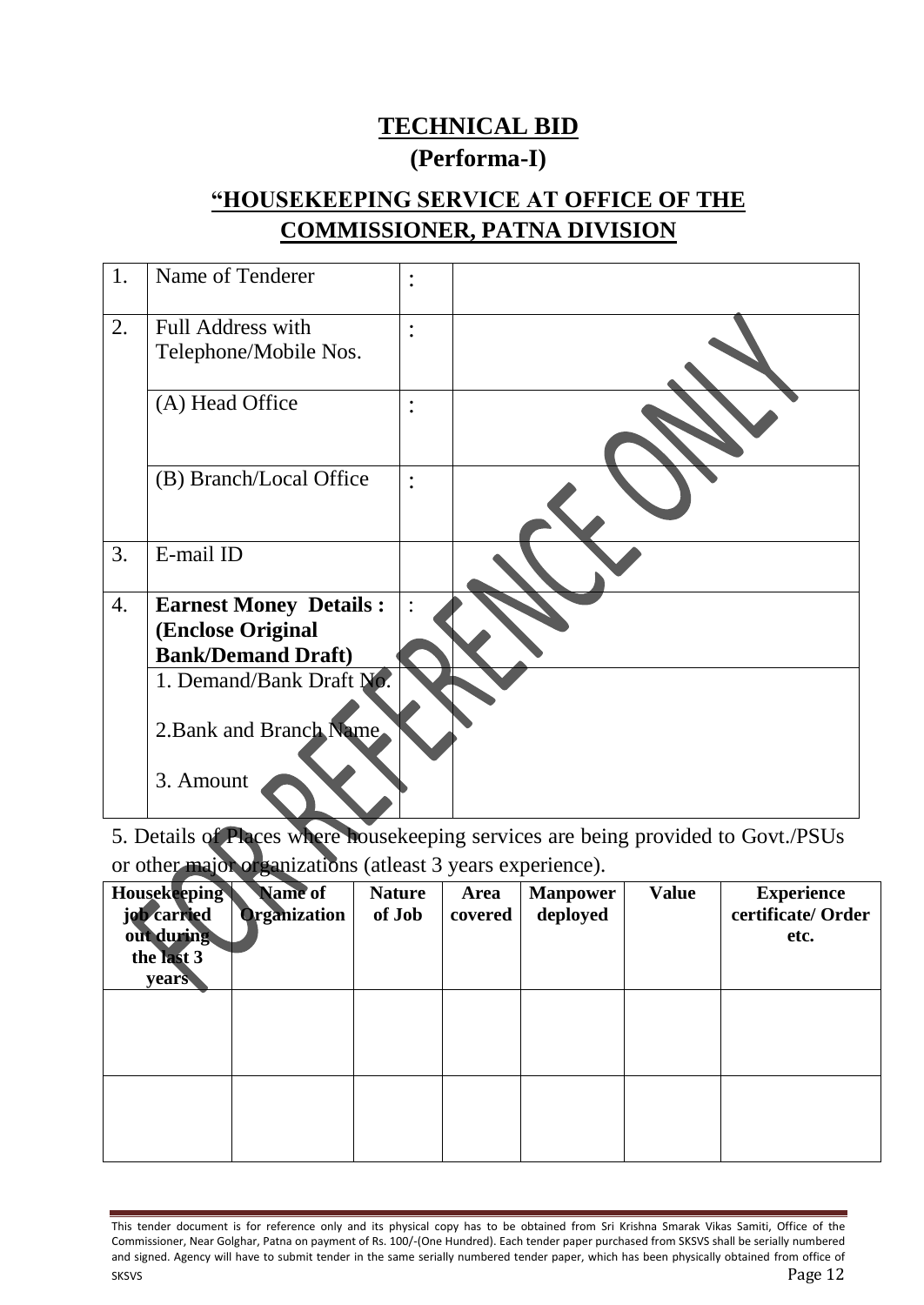# TECHNICAL BID

## (Performa-I)

## "HOUSEKEEPING SERVICE AT OFFICE OF THE COMMISSIONER, PATNA DIVISION

| 1. | Name of Tenderer | : | |
|---|---|---|---|
| 2. | Full Address with Telephone/Mobile Nos. | : | |
| | (A) Head Office | : | |
| | (B) Branch/Local Office | : | |
| 3. | E-mail ID | | |
| 4. | **Earnest Money Details : (Enclose Original Bank/Demand Draft)** | : | |
| | 1. Demand/Bank Draft No.<br><br>2.Bank and Branch Name<br><br>3. Amount | | |

5. Details of Places where housekeeping services are being provided to Govt./PSUs or other major organizations (atleast 3 years experience).

| Housekeeping job carried out during the last 3 years | Name of Organization | Nature of Job | Area covered | Manpower deployed | Value | Experience certificate/ Order etc. |
|---|---|---|---|---|---|---|
| | | | | | | |
| | | | | | | |

FOR REFERENCE ONLY

This tender document is for reference only and its physical copy has to be obtained from Sri Krishna Smarak Vikas Samiti, Office of the Commissioner, Near Golghar, Patna on payment of Rs. 100/-(One Hundred). Each tender paper purchased from SKSVS shall be serially numbered and signed. Agency will have to submit tender in the same serially numbered tender paper, which has been physically obtained from office of SKSVS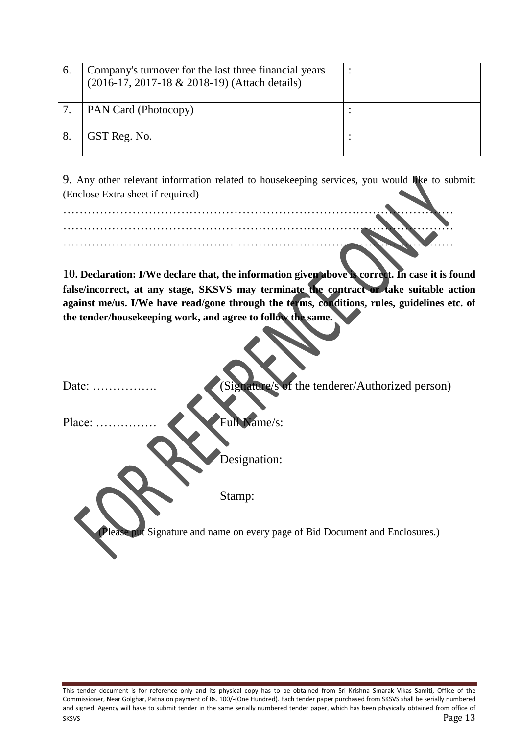| 6. | Company's turnover for the last three financial years (2016-17, 2017-18 & 2018-19) (Attach details) | : | |
|---|---|---|---|
| 7. | PAN Card (Photocopy) | : | |
| 8. | GST Reg. No. | : | |

9. Any other relevant information related to housekeeping services, you would like to submit: (Enclose Extra sheet if required)

…………………………………………………………………………………………
…………………………………………………………………………………………
…………………………………………………………………………………………

10. **Declaration: I/We declare that, the information given above is correct. In case it is found false/incorrect, at any stage, SKSVS may terminate the contract or take suitable action against me/us. I/We have read/gone through the terms, conditions, rules, guidelines etc. of the tender/housekeeping work, and agree to follow the same.**

Date: …………….   (Signature/s of the tenderer/Authorized person)

Place: ……………   Full Name/s:

Designation:

Stamp:

(Please put Signature and name on every page of Bid Document and Enclosures.)

This tender document is for reference only and its physical copy has to be obtained from Sri Krishna Smarak Vikas Samiti, Office of the Commissioner, Near Golghar, Patna on payment of Rs. 100/-(One Hundred). Each tender paper purchased from SKSVS shall be serially numbered and signed. Agency will have to submit tender in the same serially numbered tender paper, which has been physically obtained from office of SKSVS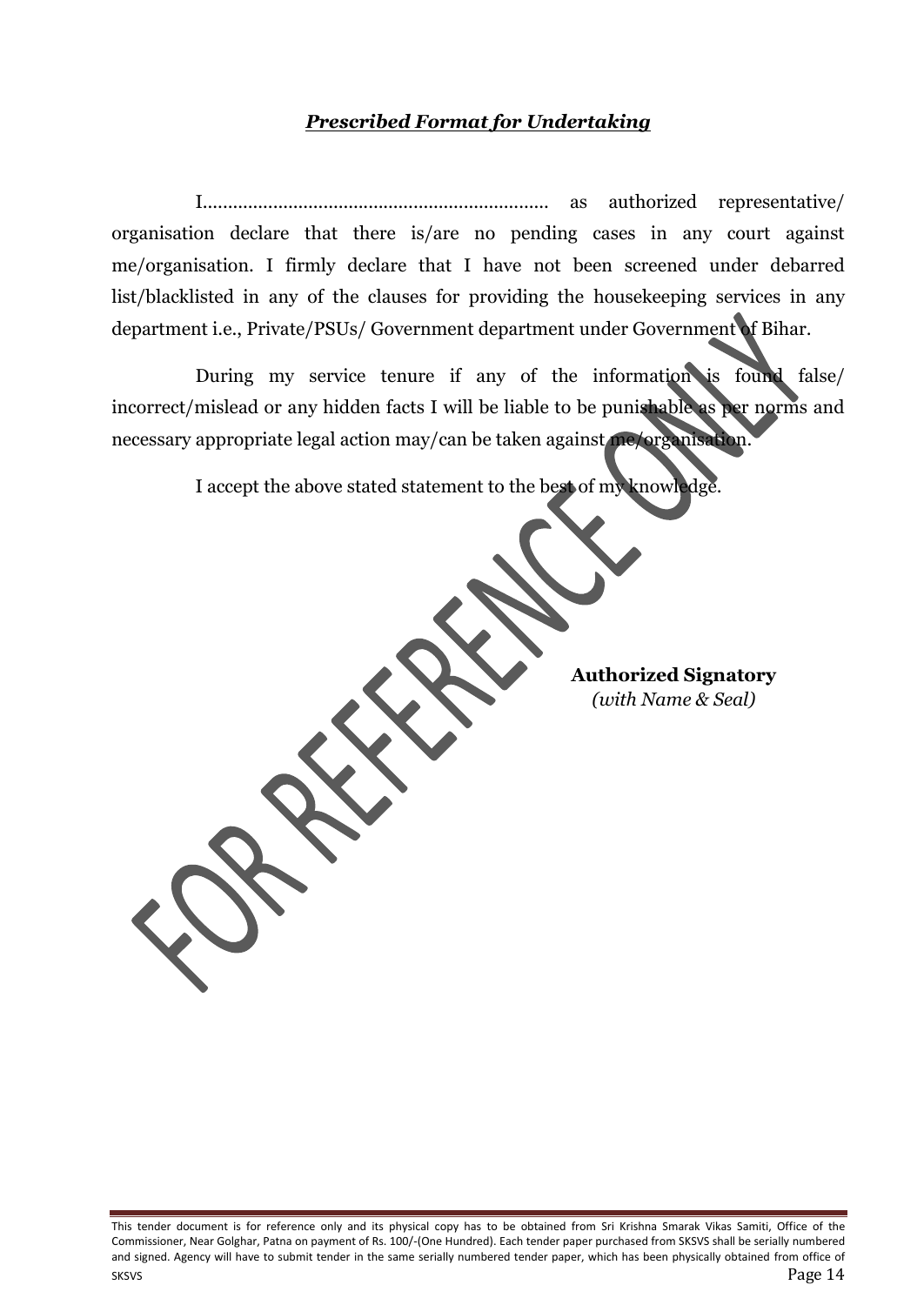***Prescribed Format for Undertaking***

I..................................................................... as authorized representative/ organisation declare that there is/are no pending cases in any court against me/organisation. I firmly declare that I have not been screened under debarred list/blacklisted in any of the clauses for providing the housekeeping services in any department i.e., Private/PSUs/ Government department under Government of Bihar.

During my service tenure if any of the information is found false/ incorrect/mislead or any hidden facts I will be liable to be punishable as per norms and necessary appropriate legal action may/can be taken against me/organisation.

I accept the above stated statement to the best of my knowledge.

**Authorized Signatory**
*(with Name & Seal)*

This tender document is for reference only and its physical copy has to be obtained from Sri Krishna Smarak Vikas Samiti, Office of the Commissioner, Near Golghar, Patna on payment of Rs. 100/-(One Hundred). Each tender paper purchased from SKSVS shall be serially numbered and signed. Agency will have to submit tender in the same serially numbered tender paper, which has been physically obtained from office of SKSVS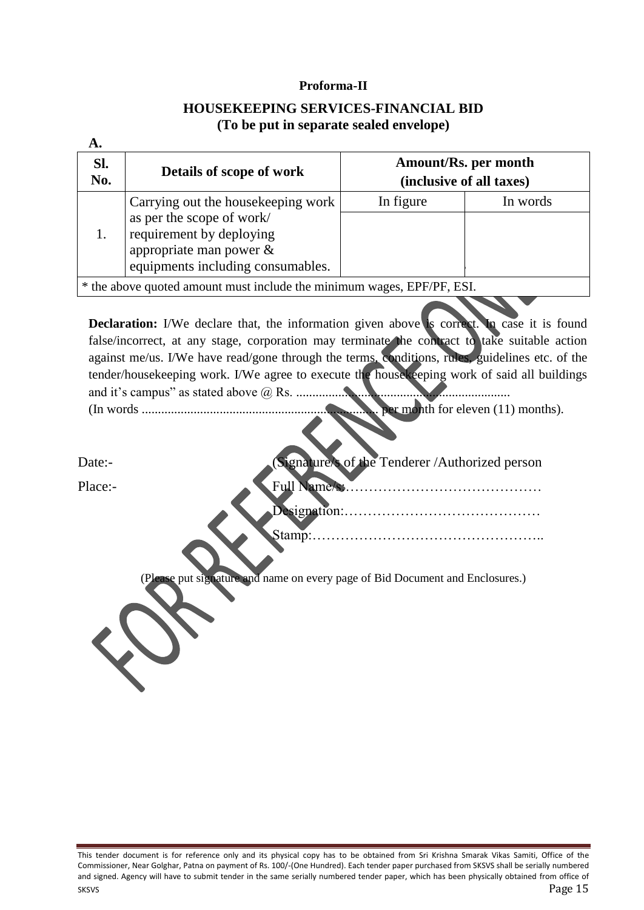**Proforma-II**

**HOUSEKEEPING SERVICES-FINANCIAL BID**
**(To be put in separate sealed envelope)**

**A.**

| Sl. No. | Details of scope of work | Amount/Rs. per month (inclusive of all taxes) | |
|---|---|---|---|
| | | In figure | In words |
| 1. | Carrying out the housekeeping work as per the scope of work/ requirement by deploying appropriate man power & equipments including consumables. | | |
| * the above quoted amount must include the minimum wages, EPF/PF, ESI. | | | |

**Declaration:** I/We declare that, the information given above is correct. In case it is found false/incorrect, at any stage, corporation may terminate the contract to take suitable action against me/us. I/We have read/gone through the terms, conditions, rules, guidelines etc. of the tender/housekeeping work. I/We agree to execute the housekeeping work of said all buildings and it's campus" as stated above @ Rs. .................................................................
(In words ........................................................................ per month for eleven (11) months).

Date:- (Signature/s of the Tenderer /Authorized person

Place:- Full Name/s:……………………………………

Designation:……………………………………

Stamp:…………………………………………..

(Please put signature and name on every page of Bid Document and Enclosures.)

This tender document is for reference only and its physical copy has to be obtained from Sri Krishna Smarak Vikas Samiti, Office of the Commissioner, Near Golghar, Patna on payment of Rs. 100/-(One Hundred). Each tender paper purchased from SKSVS shall be serially numbered and signed. Agency will have to submit tender in the same serially numbered tender paper, which has been physically obtained from office of SKSVS